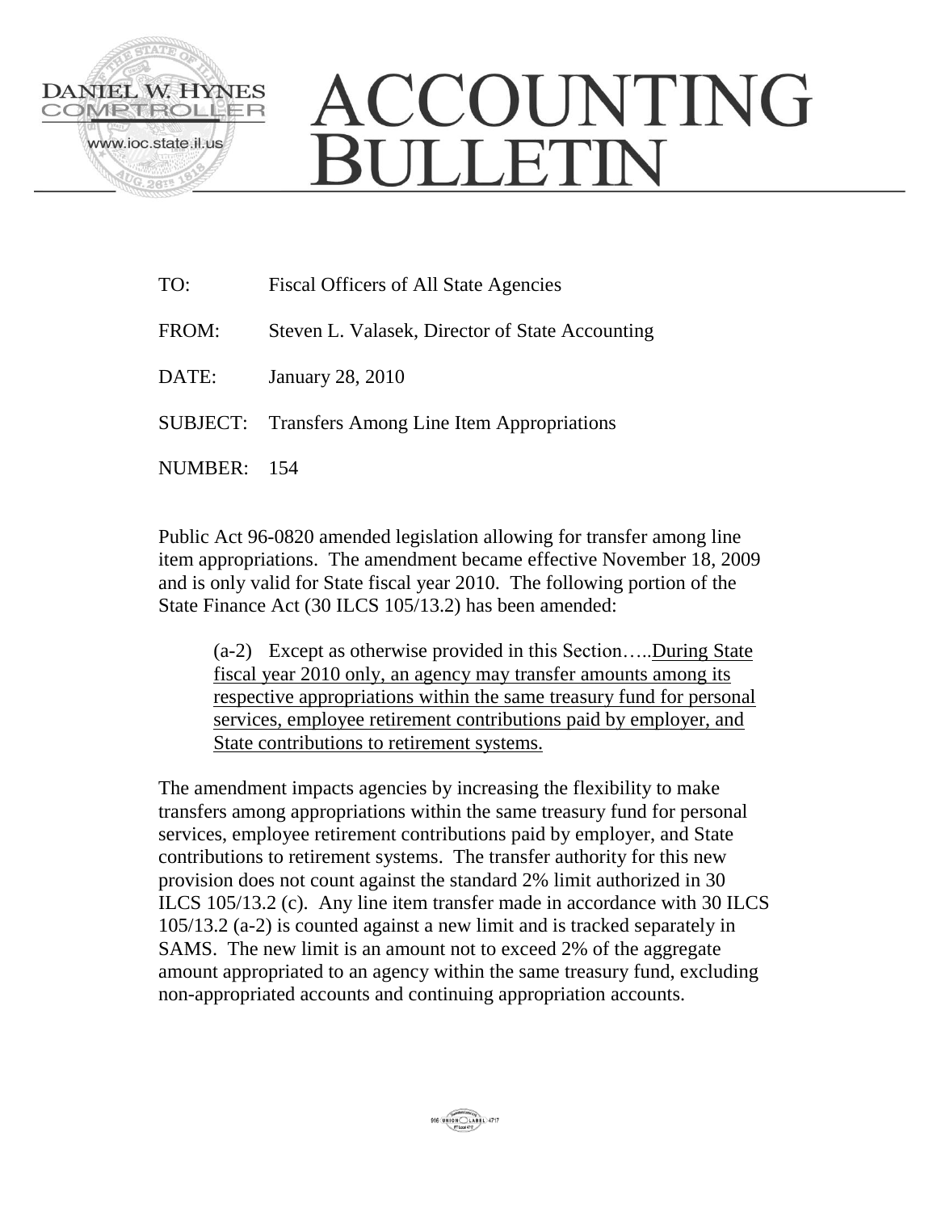DANIEL W. HYNES
COMPTROLLER
www.ioc.state.il.us

# ACCOUNTING BULLETIN

TO: Fiscal Officers of All State Agencies

FROM: Steven L. Valasek, Director of State Accounting

DATE: January 28, 2010

SUBJECT: Transfers Among Line Item Appropriations

NUMBER: 154

Public Act 96-0820 amended legislation allowing for transfer among line item appropriations. The amendment became effective November 18, 2009 and is only valid for State fiscal year 2010. The following portion of the State Finance Act (30 ILCS 105/13.2) has been amended:

> (a-2) Except as otherwise provided in this Section…..<u>During State fiscal year 2010 only, an agency may transfer amounts among its respective appropriations within the same treasury fund for personal services, employee retirement contributions paid by employer, and State contributions to retirement systems.</u>

The amendment impacts agencies by increasing the flexibility to make transfers among appropriations within the same treasury fund for personal services, employee retirement contributions paid by employer, and State contributions to retirement systems. The transfer authority for this new provision does not count against the standard 2% limit authorized in 30 ILCS 105/13.2 (c). Any line item transfer made in accordance with 30 ILCS 105/13.2 (a-2) is counted against a new limit and is tracked separately in SAMS. The new limit is an amount not to exceed 2% of the aggregate amount appropriated to an agency within the same treasury fund, excluding non-appropriated accounts and continuing appropriation accounts.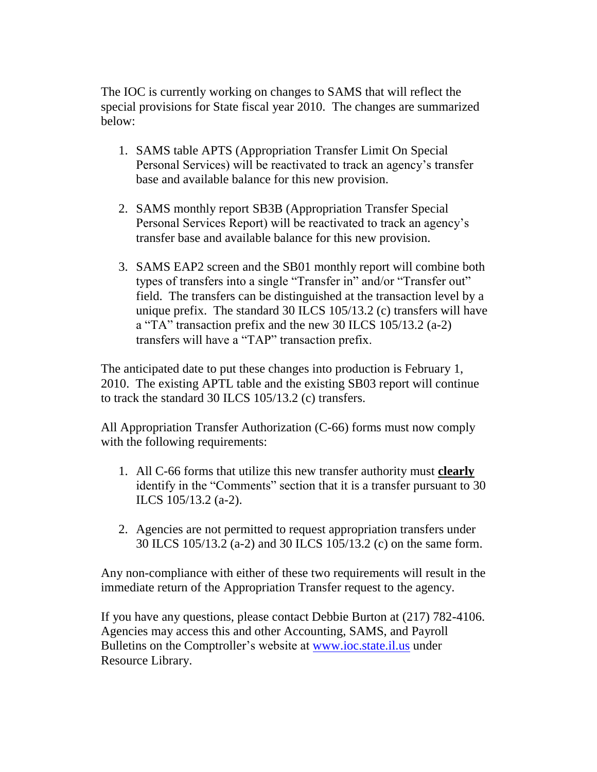The IOC is currently working on changes to SAMS that will reflect the special provisions for State fiscal year 2010. The changes are summarized below:

1. SAMS table APTS (Appropriation Transfer Limit On Special Personal Services) will be reactivated to track an agency's transfer base and available balance for this new provision.

2. SAMS monthly report SB3B (Appropriation Transfer Special Personal Services Report) will be reactivated to track an agency's transfer base and available balance for this new provision.

3. SAMS EAP2 screen and the SB01 monthly report will combine both types of transfers into a single "Transfer in" and/or "Transfer out" field. The transfers can be distinguished at the transaction level by a unique prefix. The standard 30 ILCS 105/13.2 (c) transfers will have a "TA" transaction prefix and the new 30 ILCS 105/13.2 (a-2) transfers will have a "TAP" transaction prefix.

The anticipated date to put these changes into production is February 1, 2010. The existing APTL table and the existing SB03 report will continue to track the standard 30 ILCS 105/13.2 (c) transfers.

All Appropriation Transfer Authorization (C-66) forms must now comply with the following requirements:

1. All C-66 forms that utilize this new transfer authority must **clearly** identify in the "Comments" section that it is a transfer pursuant to 30 ILCS 105/13.2 (a-2).

2. Agencies are not permitted to request appropriation transfers under 30 ILCS 105/13.2 (a-2) and 30 ILCS 105/13.2 (c) on the same form.

Any non-compliance with either of these two requirements will result in the immediate return of the Appropriation Transfer request to the agency.

If you have any questions, please contact Debbie Burton at (217) 782-4106. Agencies may access this and other Accounting, SAMS, and Payroll Bulletins on the Comptroller's website at [www.ioc.state.il.us](http://www.ioc.state.il.us) under Resource Library.